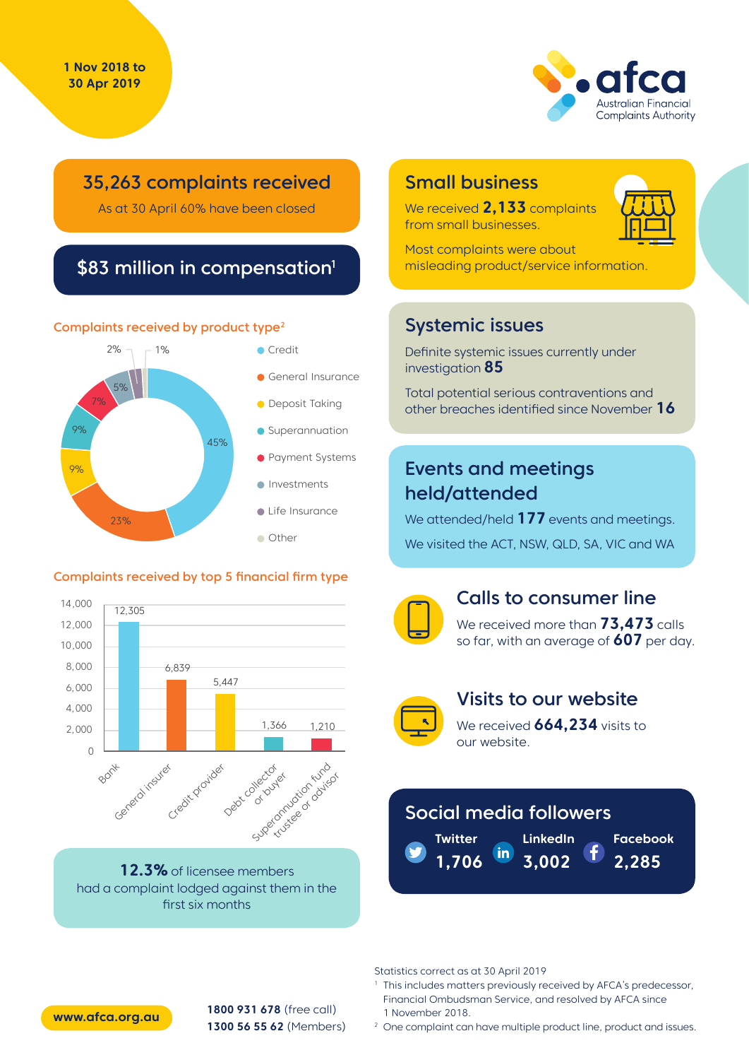1 Nov 2018 to 30 Apr 2019

afca Australian Financial Complaints Authority

## 35,263 complaints received

As at 30 April 60% have been closed

## $83 million in compensation[1]

### Complaints received by product type[2]

| Product type | % |
|---|---|
| Credit | 45% |
| General Insurance | 23% |
| Deposit Taking | 9% |
| Superannuation | 9% |
| Payment Systems | 7% |
| Investments | 5% |
| Life Insurance | 2% |
| Other | 1% |

### Complaints received by top 5 financial firm type

| Financial firm type | Complaints |
|---|---|
| Bank | 12,305 |
| General insurer | 6,839 |
| Credit provider | 5,447 |
| Debt collector or buyer | 1,366 |
| Superannuation fund trustee or advisor | 1,210 |

**12.3%** of licensee members had a complaint lodged against them in the first six months

## Small business

We received **2,133** complaints from small businesses.

Most complaints were about misleading product/service information.

## Systemic issues

Definite systemic issues currently under investigation **85**

Total potential serious contraventions and other breaches identified since November **16**

## Events and meetings held/attended

We attended/held **177** events and meetings.

We visited the ACT, NSW, QLD, SA, VIC and WA

## Calls to consumer line

We received more than **73,473** calls so far, with an average of **607** per day.

## Visits to our website

We received **664,234** visits to our website.

## Social media followers

| Twitter | LinkedIn | Facebook |
|---|---|---|
| 1,706 | 3,002 | 2,285 |

www.afca.org.au

**1800 931 678** (free call)
**1300 56 55 62** (Members)

Statistics correct as at 30 April 2019

[1] This includes matters previously received by AFCA's predecessor, Financial Ombudsman Service, and resolved by AFCA since 1 November 2018.

[2] One complaint can have multiple product line, product and issues.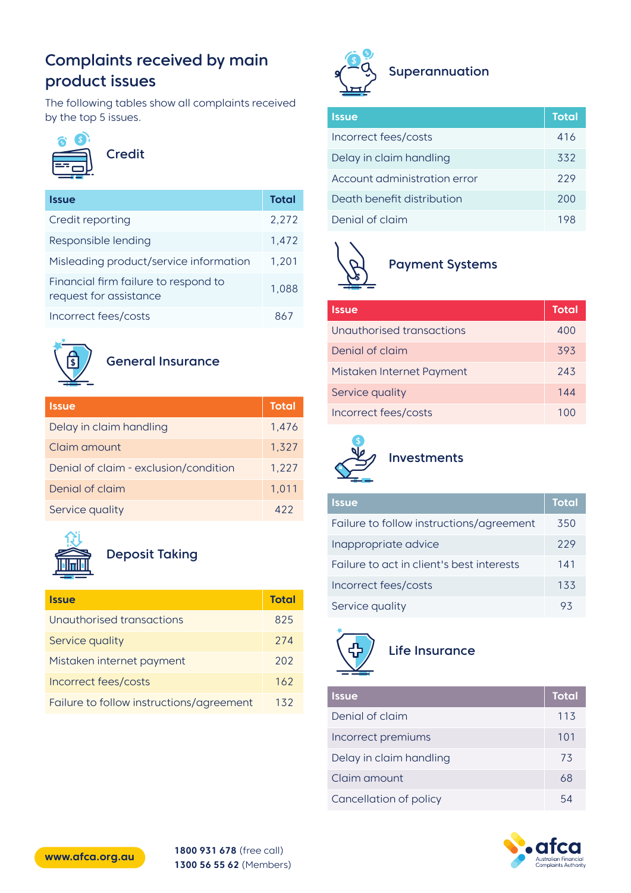## Complaints received by main product issues

The following tables show all complaints received by the top 5 issues.

### Credit

| Issue | Total |
|---|---|
| Credit reporting | 2,272 |
| Responsible lending | 1,472 |
| Misleading product/service information | 1,201 |
| Financial firm failure to respond to request for assistance | 1,088 |
| Incorrect fees/costs | 867 |

### General Insurance

| Issue | Total |
|---|---|
| Delay in claim handling | 1,476 |
| Claim amount | 1,327 |
| Denial of claim - exclusion/condition | 1,227 |
| Denial of claim | 1,011 |
| Service quality | 422 |

### Deposit Taking

| Issue | Total |
|---|---|
| Unauthorised transactions | 825 |
| Service quality | 274 |
| Mistaken internet payment | 202 |
| Incorrect fees/costs | 162 |
| Failure to follow instructions/agreement | 132 |

### Superannuation

| Issue | Total |
|---|---|
| Incorrect fees/costs | 416 |
| Delay in claim handling | 332 |
| Account administration error | 229 |
| Death benefit distribution | 200 |
| Denial of claim | 198 |

### Payment Systems

| Issue | Total |
|---|---|
| Unauthorised transactions | 400 |
| Denial of claim | 393 |
| Mistaken Internet Payment | 243 |
| Service quality | 144 |
| Incorrect fees/costs | 100 |

### Investments

| Issue | Total |
|---|---|
| Failure to follow instructions/agreement | 350 |
| Inappropriate advice | 229 |
| Failure to act in client's best interests | 141 |
| Incorrect fees/costs | 133 |
| Service quality | 93 |

### Life Insurance

| Issue | Total |
|---|---|
| Denial of claim | 113 |
| Incorrect premiums | 101 |
| Delay in claim handling | 73 |
| Claim amount | 68 |
| Cancellation of policy | 54 |

www.afca.org.au

**1800 931 678** (free call)
**1300 56 55 62** (Members)

afca Australian Financial Complaints Authority